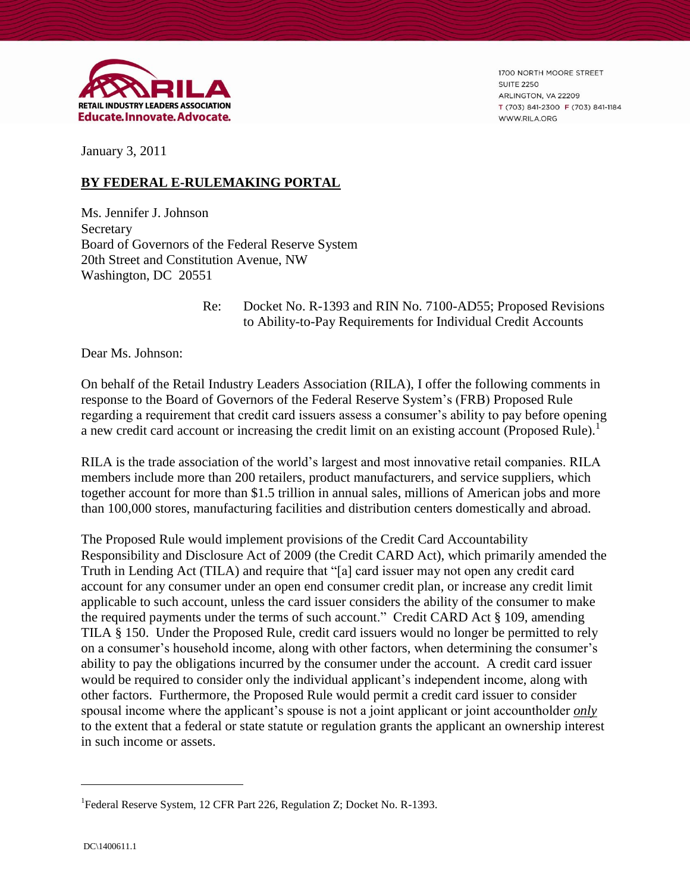RILA
RETAIL INDUSTRY LEADERS ASSOCIATION
Educate.Innovate.Advocate.

1700 NORTH MOORE STREET
SUITE 2250
ARLINGTON, VA 22209
T (703) 841-2300 F (703) 841-1184
WWW.RILA.ORG

January 3, 2011

**BY FEDERAL E-RULEMAKING PORTAL**

Ms. Jennifer J. Johnson
Secretary
Board of Governors of the Federal Reserve System
20th Street and Constitution Avenue, NW
Washington, DC 20551

Re: Docket No. R-1393 and RIN No. 7100-AD55; Proposed Revisions to Ability-to-Pay Requirements for Individual Credit Accounts

Dear Ms. Johnson:

On behalf of the Retail Industry Leaders Association (RILA), I offer the following comments in response to the Board of Governors of the Federal Reserve System's (FRB) Proposed Rule regarding a requirement that credit card issuers assess a consumer's ability to pay before opening a new credit card account or increasing the credit limit on an existing account (Proposed Rule).[1]

RILA is the trade association of the world's largest and most innovative retail companies. RILA members include more than 200 retailers, product manufacturers, and service suppliers, which together account for more than $1.5 trillion in annual sales, millions of American jobs and more than 100,000 stores, manufacturing facilities and distribution centers domestically and abroad.

The Proposed Rule would implement provisions of the Credit Card Accountability Responsibility and Disclosure Act of 2009 (the Credit CARD Act), which primarily amended the Truth in Lending Act (TILA) and require that "[a] card issuer may not open any credit card account for any consumer under an open end consumer credit plan, or increase any credit limit applicable to such account, unless the card issuer considers the ability of the consumer to make the required payments under the terms of such account." Credit CARD Act § 109, amending TILA § 150. Under the Proposed Rule, credit card issuers would no longer be permitted to rely on a consumer's household income, along with other factors, when determining the consumer's ability to pay the obligations incurred by the consumer under the account. A credit card issuer would be required to consider only the individual applicant's independent income, along with other factors. Furthermore, the Proposed Rule would permit a credit card issuer to consider spousal income where the applicant's spouse is not a joint applicant or joint accountholder ***only*** to the extent that a federal or state statute or regulation grants the applicant an ownership interest in such income or assets.

[1] Federal Reserve System, 12 CFR Part 226, Regulation Z; Docket No. R-1393.

DC\1400611.1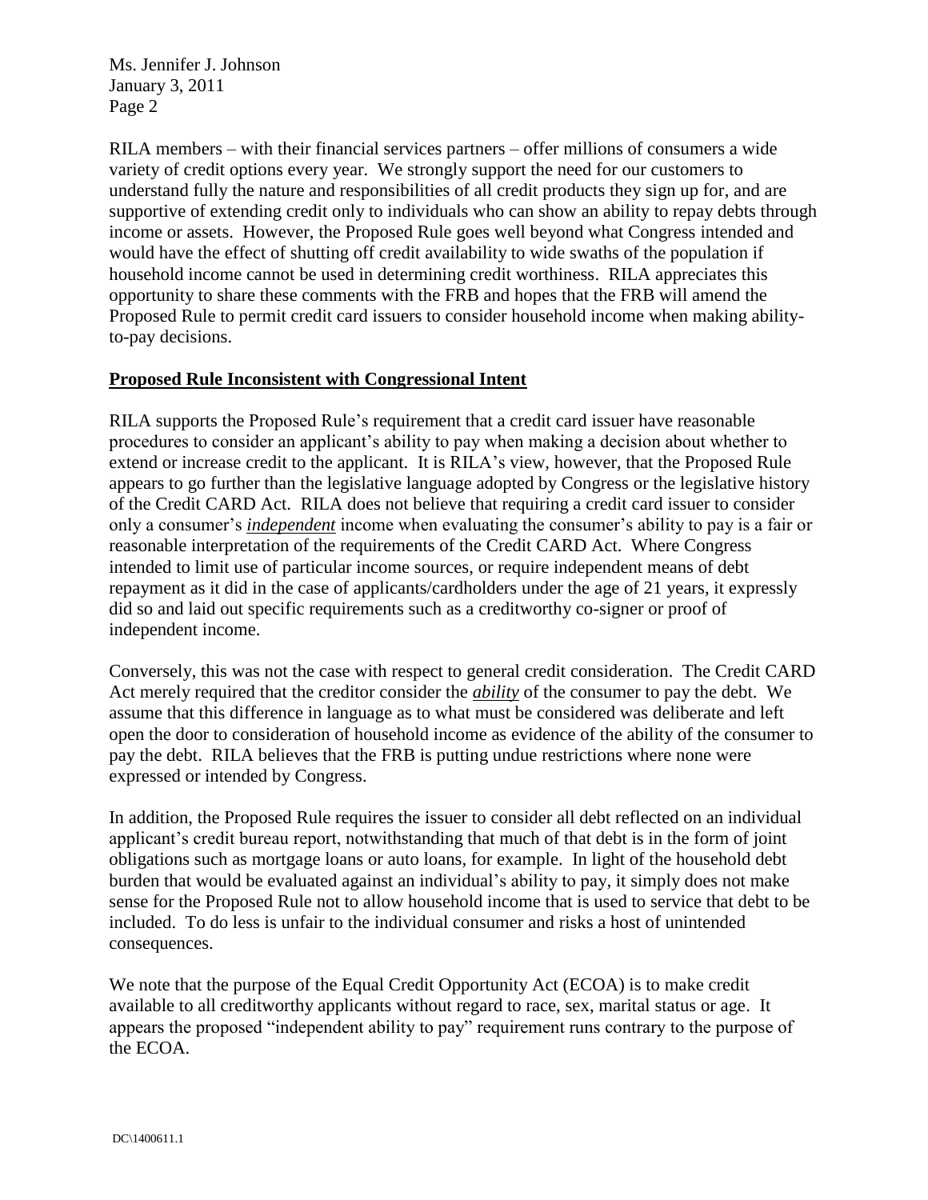RILA members – with their financial services partners – offer millions of consumers a wide variety of credit options every year. We strongly support the need for our customers to understand fully the nature and responsibilities of all credit products they sign up for, and are supportive of extending credit only to individuals who can show an ability to repay debts through income or assets. However, the Proposed Rule goes well beyond what Congress intended and would have the effect of shutting off credit availability to wide swaths of the population if household income cannot be used in determining credit worthiness. RILA appreciates this opportunity to share these comments with the FRB and hopes that the FRB will amend the Proposed Rule to permit credit card issuers to consider household income when making ability-to-pay decisions.

## <u>Proposed Rule Inconsistent with Congressional Intent</u>

RILA supports the Proposed Rule's requirement that a credit card issuer have reasonable procedures to consider an applicant's ability to pay when making a decision about whether to extend or increase credit to the applicant. It is RILA's view, however, that the Proposed Rule appears to go further than the legislative language adopted by Congress or the legislative history of the Credit CARD Act. RILA does not believe that requiring a credit card issuer to consider only a consumer's <u>***independent***</u> income when evaluating the consumer's ability to pay is a fair or reasonable interpretation of the requirements of the Credit CARD Act. Where Congress intended to limit use of particular income sources, or require independent means of debt repayment as it did in the case of applicants/cardholders under the age of 21 years, it expressly did so and laid out specific requirements such as a creditworthy co-signer or proof of independent income.

Conversely, this was not the case with respect to general credit consideration. The Credit CARD Act merely required that the creditor consider the <u>***ability***</u> of the consumer to pay the debt. We assume that this difference in language as to what must be considered was deliberate and left open the door to consideration of household income as evidence of the ability of the consumer to pay the debt. RILA believes that the FRB is putting undue restrictions where none were expressed or intended by Congress.

In addition, the Proposed Rule requires the issuer to consider all debt reflected on an individual applicant's credit bureau report, notwithstanding that much of that debt is in the form of joint obligations such as mortgage loans or auto loans, for example. In light of the household debt burden that would be evaluated against an individual's ability to pay, it simply does not make sense for the Proposed Rule not to allow household income that is used to service that debt to be included. To do less is unfair to the individual consumer and risks a host of unintended consequences.

We note that the purpose of the Equal Credit Opportunity Act (ECOA) is to make credit available to all creditworthy applicants without regard to race, sex, marital status or age. It appears the proposed "independent ability to pay" requirement runs contrary to the purpose of the ECOA.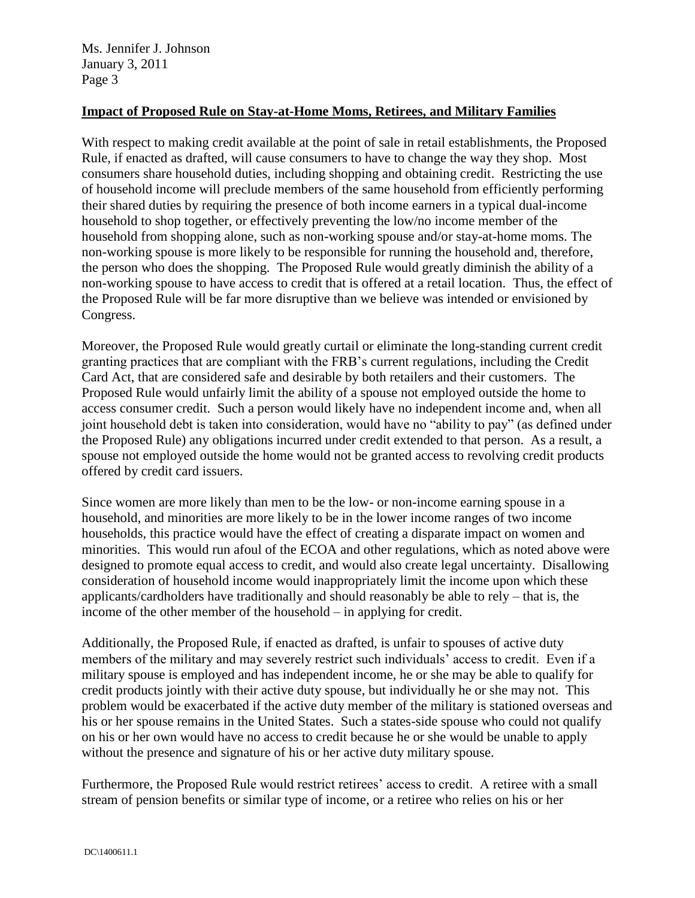**Impact of Proposed Rule on Stay-at-Home Moms, Retirees, and Military Families**

With respect to making credit available at the point of sale in retail establishments, the Proposed Rule, if enacted as drafted, will cause consumers to have to change the way they shop. Most consumers share household duties, including shopping and obtaining credit. Restricting the use of household income will preclude members of the same household from efficiently performing their shared duties by requiring the presence of both income earners in a typical dual-income household to shop together, or effectively preventing the low/no income member of the household from shopping alone, such as non-working spouse and/or stay-at-home moms. The non-working spouse is more likely to be responsible for running the household and, therefore, the person who does the shopping. The Proposed Rule would greatly diminish the ability of a non-working spouse to have access to credit that is offered at a retail location. Thus, the effect of the Proposed Rule will be far more disruptive than we believe was intended or envisioned by Congress.

Moreover, the Proposed Rule would greatly curtail or eliminate the long-standing current credit granting practices that are compliant with the FRB's current regulations, including the Credit Card Act, that are considered safe and desirable by both retailers and their customers. The Proposed Rule would unfairly limit the ability of a spouse not employed outside the home to access consumer credit. Such a person would likely have no independent income and, when all joint household debt is taken into consideration, would have no "ability to pay" (as defined under the Proposed Rule) any obligations incurred under credit extended to that person. As a result, a spouse not employed outside the home would not be granted access to revolving credit products offered by credit card issuers.

Since women are more likely than men to be the low- or non-income earning spouse in a household, and minorities are more likely to be in the lower income ranges of two income households, this practice would have the effect of creating a disparate impact on women and minorities. This would run afoul of the ECOA and other regulations, which as noted above were designed to promote equal access to credit, and would also create legal uncertainty. Disallowing consideration of household income would inappropriately limit the income upon which these applicants/cardholders have traditionally and should reasonably be able to rely – that is, the income of the other member of the household – in applying for credit.

Additionally, the Proposed Rule, if enacted as drafted, is unfair to spouses of active duty members of the military and may severely restrict such individuals' access to credit. Even if a military spouse is employed and has independent income, he or she may be able to qualify for credit products jointly with their active duty spouse, but individually he or she may not. This problem would be exacerbated if the active duty member of the military is stationed overseas and his or her spouse remains in the United States. Such a states-side spouse who could not qualify on his or her own would have no access to credit because he or she would be unable to apply without the presence and signature of his or her active duty military spouse.

Furthermore, the Proposed Rule would restrict retirees' access to credit. A retiree with a small stream of pension benefits or similar type of income, or a retiree who relies on his or her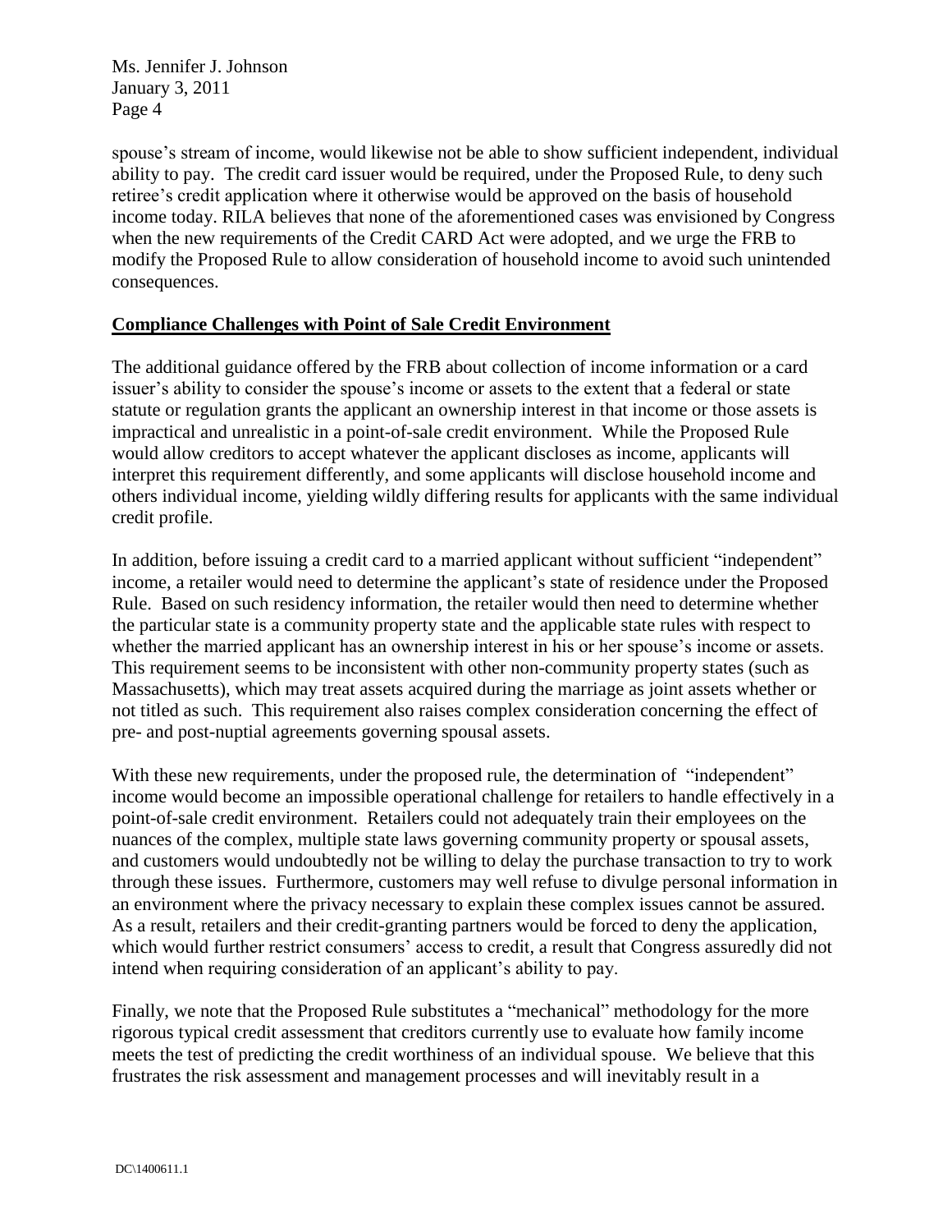spouse's stream of income, would likewise not be able to show sufficient independent, individual ability to pay. The credit card issuer would be required, under the Proposed Rule, to deny such retiree's credit application where it otherwise would be approved on the basis of household income today. RILA believes that none of the aforementioned cases was envisioned by Congress when the new requirements of the Credit CARD Act were adopted, and we urge the FRB to modify the Proposed Rule to allow consideration of household income to avoid such unintended consequences.

**Compliance Challenges with Point of Sale Credit Environment**

The additional guidance offered by the FRB about collection of income information or a card issuer's ability to consider the spouse's income or assets to the extent that a federal or state statute or regulation grants the applicant an ownership interest in that income or those assets is impractical and unrealistic in a point-of-sale credit environment. While the Proposed Rule would allow creditors to accept whatever the applicant discloses as income, applicants will interpret this requirement differently, and some applicants will disclose household income and others individual income, yielding wildly differing results for applicants with the same individual credit profile.

In addition, before issuing a credit card to a married applicant without sufficient "independent" income, a retailer would need to determine the applicant's state of residence under the Proposed Rule. Based on such residency information, the retailer would then need to determine whether the particular state is a community property state and the applicable state rules with respect to whether the married applicant has an ownership interest in his or her spouse's income or assets. This requirement seems to be inconsistent with other non-community property states (such as Massachusetts), which may treat assets acquired during the marriage as joint assets whether or not titled as such. This requirement also raises complex consideration concerning the effect of pre- and post-nuptial agreements governing spousal assets.

With these new requirements, under the proposed rule, the determination of "independent" income would become an impossible operational challenge for retailers to handle effectively in a point-of-sale credit environment. Retailers could not adequately train their employees on the nuances of the complex, multiple state laws governing community property or spousal assets, and customers would undoubtedly not be willing to delay the purchase transaction to try to work through these issues. Furthermore, customers may well refuse to divulge personal information in an environment where the privacy necessary to explain these complex issues cannot be assured. As a result, retailers and their credit-granting partners would be forced to deny the application, which would further restrict consumers' access to credit, a result that Congress assuredly did not intend when requiring consideration of an applicant's ability to pay.

Finally, we note that the Proposed Rule substitutes a "mechanical" methodology for the more rigorous typical credit assessment that creditors currently use to evaluate how family income meets the test of predicting the credit worthiness of an individual spouse. We believe that this frustrates the risk assessment and management processes and will inevitably result in a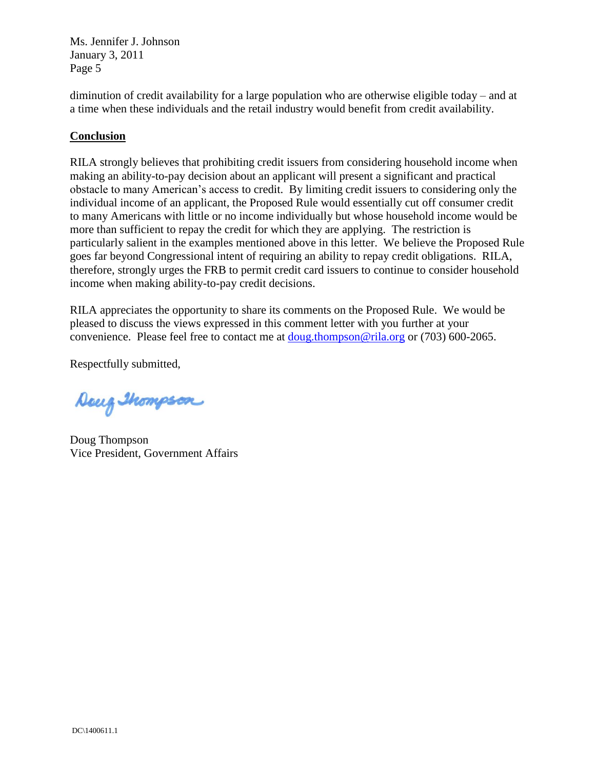diminution of credit availability for a large population who are otherwise eligible today – and at a time when these individuals and the retail industry would benefit from credit availability.

## Conclusion

RILA strongly believes that prohibiting credit issuers from considering household income when making an ability-to-pay decision about an applicant will present a significant and practical obstacle to many American's access to credit. By limiting credit issuers to considering only the individual income of an applicant, the Proposed Rule would essentially cut off consumer credit to many Americans with little or no income individually but whose household income would be more than sufficient to repay the credit for which they are applying. The restriction is particularly salient in the examples mentioned above in this letter. We believe the Proposed Rule goes far beyond Congressional intent of requiring an ability to repay credit obligations. RILA, therefore, strongly urges the FRB to permit credit card issuers to continue to consider household income when making ability-to-pay credit decisions.

RILA appreciates the opportunity to share its comments on the Proposed Rule. We would be pleased to discuss the views expressed in this comment letter with you further at your convenience. Please feel free to contact me at doug.thompson@rila.org or (703) 600-2065.

Respectfully submitted,

Doug Thompson

Doug Thompson
Vice President, Government Affairs

DC\1400611.1